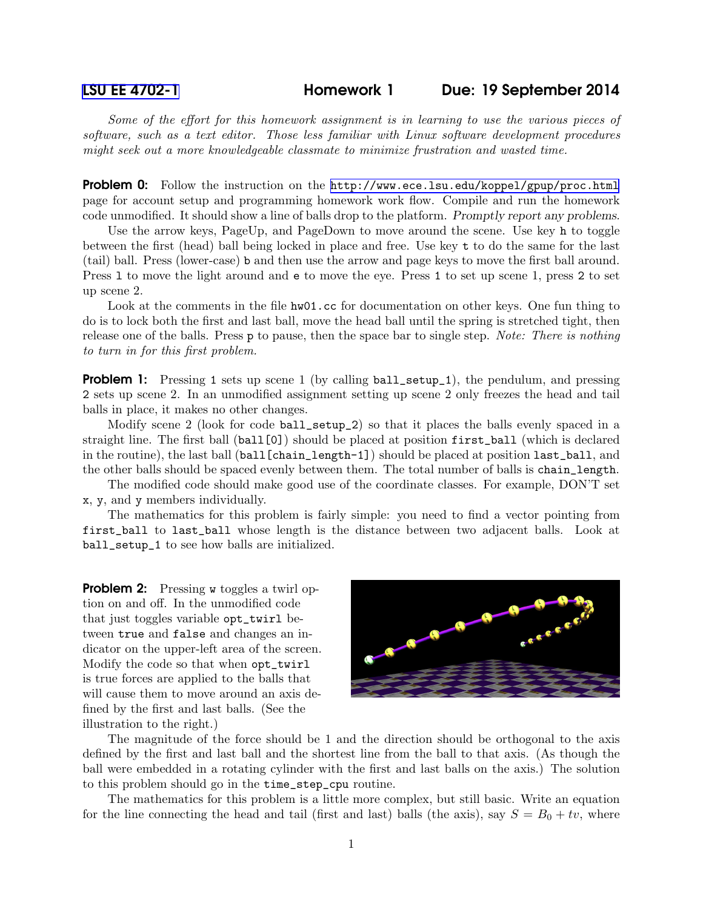# LSU EE 4702-1 Homework 1 Due: 19 September 2014

*Some of the effort for this homework assignment is in learning to use the various pieces of software, such as a text editor. Those less familiar with Linux software development procedures might seek out a more knowledgeable classmate to minimize frustration and wasted time.*

**Problem 0:** Follow the instruction on the http://www.ece.lsu.edu/koppel/gpup/proc.html page for account setup and programming homework work flow. Compile and run the homework code unmodified. It should show a line of balls drop to the platform. *Promptly report any problems.*

Use the arrow keys, PageUp, and PageDown to move around the scene. Use key `h` to toggle between the first (head) ball being locked in place and free. Use key `t` to do the same for the last (tail) ball. Press (lower-case) `b` and then use the arrow and page keys to move the first ball around. Press `l` to move the light around and `e` to move the eye. Press `1` to set up scene 1, press `2` to set up scene 2.

Look at the comments in the file `hw01.cc` for documentation on other keys. One fun thing to do is to lock both the first and last ball, move the head ball until the spring is stretched tight, then release one of the balls. Press `p` to pause, then the space bar to single step. *Note: There is nothing to turn in for this first problem.*

**Problem 1:** Pressing `1` sets up scene 1 (by calling `ball_setup_1`), the pendulum, and pressing `2` sets up scene 2. In an unmodified assignment setting up scene 2 only freezes the head and tail balls in place, it makes no other changes.

Modify scene 2 (look for code `ball_setup_2`) so that it places the balls evenly spaced in a straight line. The first ball (`ball[0]`) should be placed at position `first_ball` (which is declared in the routine), the last ball (`ball[chain_length-1]`) should be placed at position `last_ball`, and the other balls should be spaced evenly between them. The total number of balls is `chain_length`.

The modified code should make good use of the coordinate classes. For example, DON'T set `x`, `y`, and `y` members individually.

The mathematics for this problem is fairly simple: you need to find a vector pointing from `first_ball` to `last_ball` whose length is the distance between two adjacent balls. Look at `ball_setup_1` to see how balls are initialized.

**Problem 2:** Pressing `w` toggles a twirl option on and off. In the unmodified code that just toggles variable `opt_twirl` between `true` and `false` and changes an indicator on the upper-left area of the screen. Modify the code so that when `opt_twirl` is true forces are applied to the balls that will cause them to move around an axis defined by the first and last balls. (See the illustration to the right.)

The magnitude of the force should be 1 and the direction should be orthogonal to the axis defined by the first and last ball and the shortest line from the ball to that axis. (As though the ball were embedded in a rotating cylinder with the first and last balls on the axis.) The solution to this problem should go in the `time_step_cpu` routine.

The mathematics for this problem is a little more complex, but still basic. Write an equation for the line connecting the head and tail (first and last) balls (the axis), say $S = B_0 + tv$, where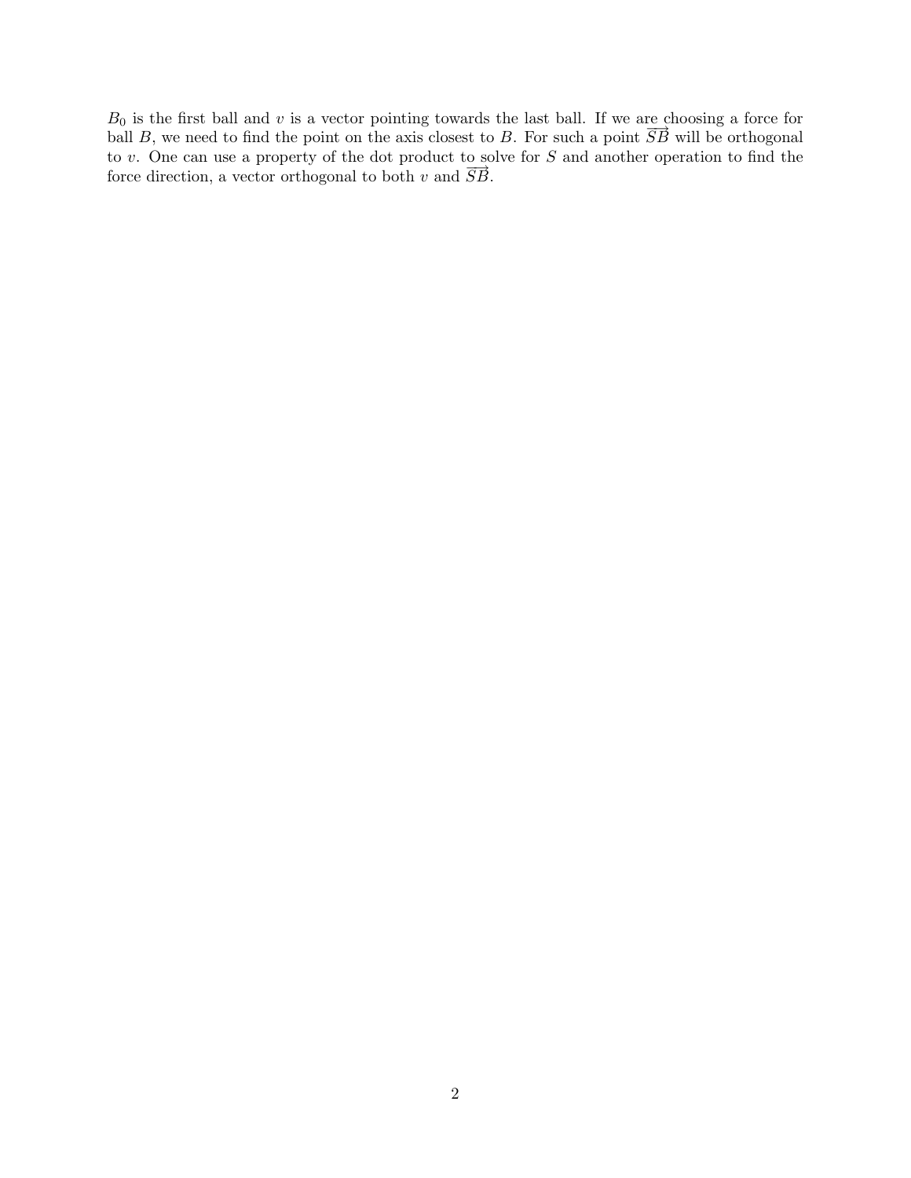$B_0$ is the first ball and $v$ is a vector pointing towards the last ball. If we are choosing a force for ball $B$, we need to find the point on the axis closest to $B$. For such a point $\overrightarrow{SB}$ will be orthogonal to $v$. One can use a property of the dot product to solve for $S$ and another operation to find the force direction, a vector orthogonal to both $v$ and $\overrightarrow{SB}$.